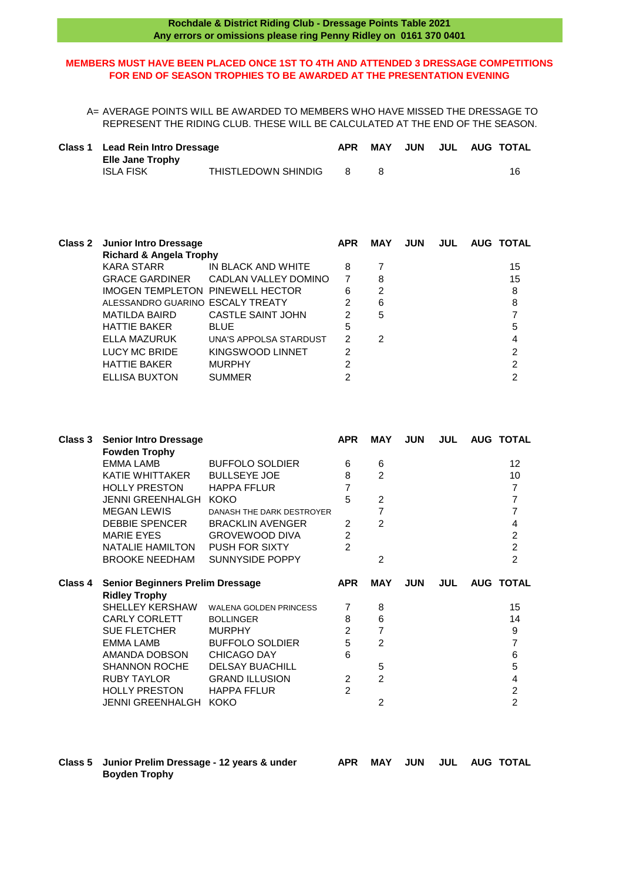**Rochdale & District Riding Club - Dressage Points Table 2021**
**Any errors or omissions please ring Penny Ridley on 0161 370 0401**

**MEMBERS MUST HAVE BEEN PLACED ONCE 1ST TO 4TH AND ATTENDED 3 DRESSAGE COMPETITIONS FOR END OF SEASON TROPHIES TO BE AWARDED AT THE PRESENTATION EVENING**

A= AVERAGE POINTS WILL BE AWARDED TO MEMBERS WHO HAVE MISSED THE DRESSAGE TO REPRESENT THE RIDING CLUB. THESE WILL BE CALCULATED AT THE END OF THE SEASON.

**Class 1 Lead Rein Intro Dressage**
**Elle Jane Trophy**

| Rider | Horse | APR | MAY | JUN | JUL | AUG | TOTAL |
|---|---|---|---|---|---|---|---|
| ISLA FISK | THISTLEDOWN SHINDIG | 8 | 8 | | | | 16 |

**Class 2 Junior Intro Dressage**
**Richard & Angela Trophy**

| Rider | Horse | APR | MAY | JUN | JUL | AUG | TOTAL |
|---|---|---|---|---|---|---|---|
| KARA STARR | IN BLACK AND WHITE | 8 | 7 | | | | 15 |
| GRACE GARDINER | CADLAN VALLEY DOMINO | 7 | 8 | | | | 15 |
| IMOGEN TEMPLETON | PINEWELL HECTOR | 6 | 2 | | | | 8 |
| ALESSANDRO GUARINO | ESCALY TREATY | 2 | 6 | | | | 8 |
| MATILDA BAIRD | CASTLE SAINT JOHN | 2 | 5 | | | | 7 |
| HATTIE BAKER | BLUE | 5 | | | | | 5 |
| ELLA MAZURUK | UNA'S APPOLSA STARDUST | 2 | 2 | | | | 4 |
| LUCY MC BRIDE | KINGSWOOD LINNET | 2 | | | | | 2 |
| HATTIE BAKER | MURPHY | 2 | | | | | 2 |
| ELLISA BUXTON | SUMMER | 2 | | | | | 2 |

**Class 3 Senior Intro Dressage**
**Fowden Trophy**

| Rider | Horse | APR | MAY | JUN | JUL | AUG | TOTAL |
|---|---|---|---|---|---|---|---|
| EMMA LAMB | BUFFOLO SOLDIER | 6 | 6 | | | | 12 |
| KATIE WHITTAKER | BULLSEYE JOE | 8 | 2 | | | | 10 |
| HOLLY PRESTON | HAPPA FFLUR | 7 | | | | | 7 |
| JENNI GREENHALGH | KOKO | 5 | 2 | | | | 7 |
| MEGAN LEWIS | DANASH THE DARK DESTROYER | | 7 | | | | 7 |
| DEBBIE SPENCER | BRACKLIN AVENGER | 2 | 2 | | | | 4 |
| MARIE EYES | GROVEWOOD DIVA | 2 | | | | | 2 |
| NATALIE HAMILTON | PUSH FOR SIXTY | 2 | | | | | 2 |
| BROOKE NEEDHAM | SUNNYSIDE POPPY | | 2 | | | | 2 |

**Class 4 Senior Beginners Prelim Dressage**
**Ridley Trophy**

| Rider | Horse | APR | MAY | JUN | JUL | AUG | TOTAL |
|---|---|---|---|---|---|---|---|
| SHELLEY KERSHAW | WALENA GOLDEN PRINCESS | 7 | 8 | | | | 15 |
| CARLY CORLETT | BOLLINGER | 8 | 6 | | | | 14 |
| SUE FLETCHER | MURPHY | 2 | 7 | | | | 9 |
| EMMA LAMB | BUFFOLO SOLDIER | 5 | 2 | | | | 7 |
| AMANDA DOBSON | CHICAGO DAY | 6 | | | | | 6 |
| SHANNON ROCHE | DELSAY BUACHILL | | 5 | | | | 5 |
| RUBY TAYLOR | GRAND ILLUSION | 2 | 2 | | | | 4 |
| HOLLY PRESTON | HAPPA FFLUR | 2 | | | | | 2 |
| JENNI GREENHALGH | KOKO | | 2 | | | | 2 |

**Class 5 Junior Prelim Dressage - 12 years & under**
**Boyden Trophy**

| Rider | Horse | APR | MAY | JUN | JUL | AUG | TOTAL |
|---|---|---|---|---|---|---|---|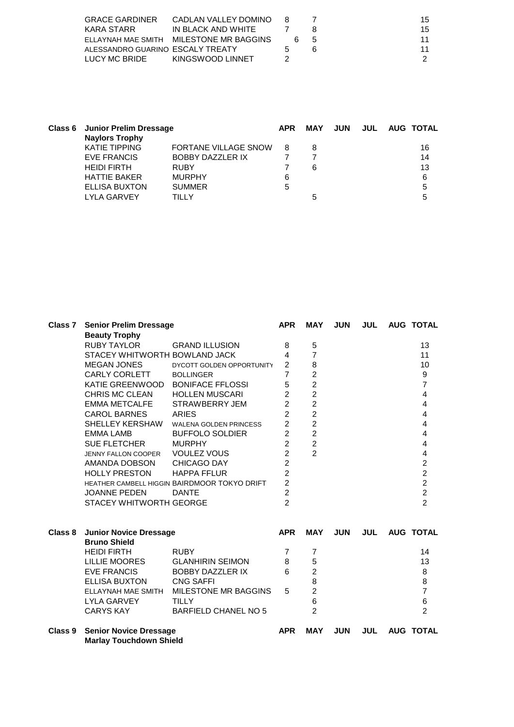| | | APR | MAY | JUN | JUL | AUG | TOTAL |
|---|---|---|---|---|---|---|---|
| GRACE GARDINER | CADLAN VALLEY DOMINO | 8 | 7 | | | | 15 |
| KARA STARR | IN BLACK AND WHITE | 7 | 8 | | | | 15 |
| ELLAYNAH MAE SMITH | MILESTONE MR BAGGINS | 6 | 5 | | | | 11 |
| ALESSANDRO GUARINO | ESCALY TREATY | 5 | 6 | | | | 11 |
| LUCY MC BRIDE | KINGSWOOD LINNET | 2 | | | | | 2 |

**Class 6 Junior Prelim Dressage**
**Naylors Trophy**

| | | APR | MAY | JUN | JUL | AUG | TOTAL |
|---|---|---|---|---|---|---|---|
| KATIE TIPPING | FORTANE VILLAGE SNOW | 8 | 8 | | | | 16 |
| EVE FRANCIS | BOBBY DAZZLER IX | 7 | 7 | | | | 14 |
| HEIDI FIRTH | RUBY | 7 | 6 | | | | 13 |
| HATTIE BAKER | MURPHY | 6 | | | | | 6 |
| ELLISA BUXTON | SUMMER | 5 | | | | | 5 |
| LYLA GARVEY | TILLY | | 5 | | | | 5 |

**Class 7 Senior Prelim Dressage**
**Beauty Trophy**

| | | APR | MAY | JUN | JUL | AUG | TOTAL |
|---|---|---|---|---|---|---|---|
| RUBY TAYLOR | GRAND ILLUSION | 8 | 5 | | | | 13 |
| STACEY WHITWORTH | BOWLAND JACK | 4 | 7 | | | | 11 |
| MEGAN JONES | DYCOTT GOLDEN OPPORTUNITY | 2 | 8 | | | | 10 |
| CARLY CORLETT | BOLLINGER | 7 | 2 | | | | 9 |
| KATIE GREENWOOD | BONIFACE FFLOSSI | 5 | 2 | | | | 7 |
| CHRIS MC CLEAN | HOLLEN MUSCARI | 2 | 2 | | | | 4 |
| EMMA METCALFE | STRAWBERRY JEM | 2 | 2 | | | | 4 |
| CAROL BARNES | ARIES | 2 | 2 | | | | 4 |
| SHELLEY KERSHAW | WALENA GOLDEN PRINCESS | 2 | 2 | | | | 4 |
| EMMA LAMB | BUFFOLO SOLDIER | 2 | 2 | | | | 4 |
| SUE FLETCHER | MURPHY | 2 | 2 | | | | 4 |
| JENNY FALLON COOPER | VOULEZ VOUS | 2 | 2 | | | | 4 |
| AMANDA DOBSON | CHICAGO DAY | 2 | | | | | 2 |
| HOLLY PRESTON | HAPPA FFLUR | 2 | | | | | 2 |
| HEATHER CAMBELL HIGGIN | BAIRDMOOR TOKYO DRIFT | 2 | | | | | 2 |
| JOANNE PEDEN | DANTE | 2 | | | | | 2 |
| STACEY WHITWORTH | GEORGE | 2 | | | | | 2 |

**Class 8 Junior Novice Dressage**
**Bruno Shield**

| | | APR | MAY | JUN | JUL | AUG | TOTAL |
|---|---|---|---|---|---|---|---|
| HEIDI FIRTH | RUBY | 7 | 7 | | | | 14 |
| LILLIE MOORES | GLANHIRIN SEIMON | 8 | 5 | | | | 13 |
| EVE FRANCIS | BOBBY DAZZLER IX | 6 | 2 | | | | 8 |
| ELLISA BUXTON | CNG SAFFI | | 8 | | | | 8 |
| ELLAYNAH MAE SMITH | MILESTONE MR BAGGINS | 5 | 2 | | | | 7 |
| LYLA GARVEY | TILLY | | 6 | | | | 6 |
| CARYS KAY | BARFIELD CHANEL NO 5 | | 2 | | | | 2 |

**Class 9 Senior Novice Dressage**
**Marlay Touchdown Shield**

| | | APR | MAY | JUN | JUL | AUG | TOTAL |
|---|---|---|---|---|---|---|---|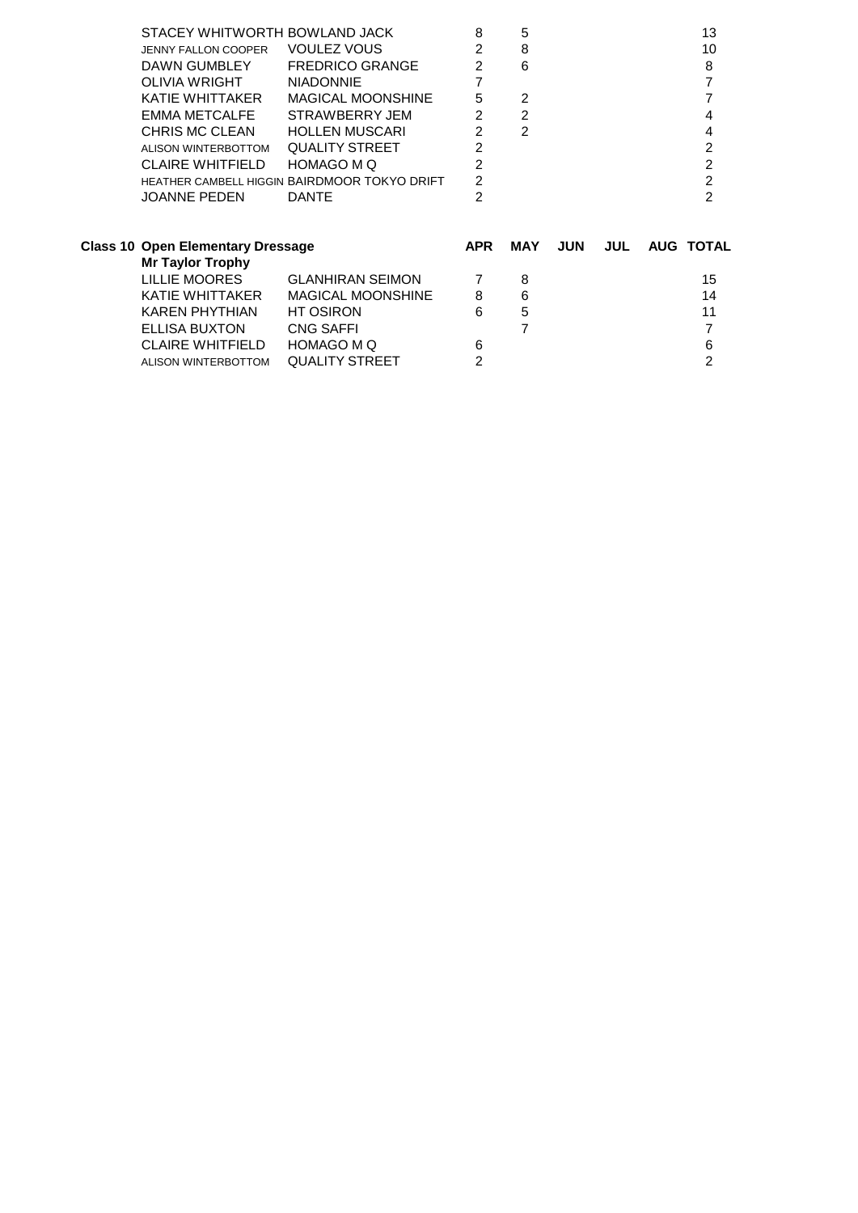| | | APR | MAY | JUN | JUL | AUG | TOTAL |
|---|---|---|---|---|---|---|---|
| STACEY WHITWORTH | BOWLAND JACK | 8 | 5 | | | | 13 |
| JENNY FALLON COOPER | VOULEZ VOUS | 2 | 8 | | | | 10 |
| DAWN GUMBLEY | FREDRICO GRANGE | 2 | 6 | | | | 8 |
| OLIVIA WRIGHT | NIADONNIE | 7 | | | | | 7 |
| KATIE WHITTAKER | MAGICAL MOONSHINE | 5 | 2 | | | | 7 |
| EMMA METCALFE | STRAWBERRY JEM | 2 | 2 | | | | 4 |
| CHRIS MC CLEAN | HOLLEN MUSCARI | 2 | 2 | | | | 4 |
| ALISON WINTERBOTTOM | QUALITY STREET | 2 | | | | | 2 |
| CLAIRE WHITFIELD | HOMAGO M Q | 2 | | | | | 2 |
| HEATHER CAMBELL HIGGIN | BAIRDMOOR TOKYO DRIFT | 2 | | | | | 2 |
| JOANNE PEDEN | DANTE | 2 | | | | | 2 |

**Class 10 Open Elementary Dressage**
**Mr Taylor Trophy**

| | | APR | MAY | JUN | JUL | AUG | TOTAL |
|---|---|---|---|---|---|---|---|
| LILLIE MOORES | GLANHIRAN SEIMON | 7 | 8 | | | | 15 |
| KATIE WHITTAKER | MAGICAL MOONSHINE | 8 | 6 | | | | 14 |
| KAREN PHYTHIAN | HT OSIRON | 6 | 5 | | | | 11 |
| ELLISA BUXTON | CNG SAFFI | | 7 | | | | 7 |
| CLAIRE WHITFIELD | HOMAGO M Q | 6 | | | | | 6 |
| ALISON WINTERBOTTOM | QUALITY STREET | 2 | | | | | 2 |